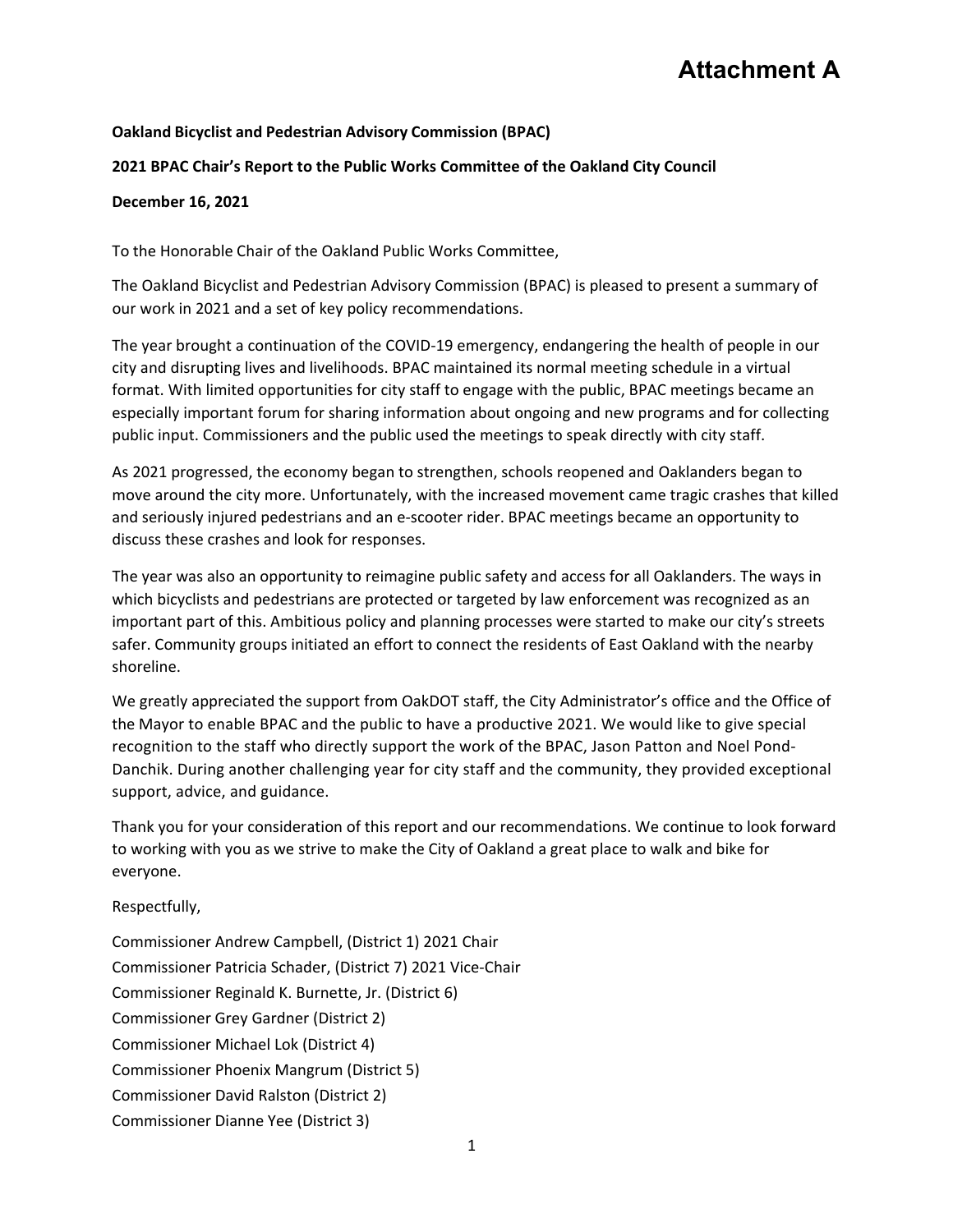# Attachment A

**Oakland Bicyclist and Pedestrian Advisory Commission (BPAC)**

**2021 BPAC Chair's Report to the Public Works Committee of the Oakland City Council**

**December 16, 2021**

To the Honorable Chair of the Oakland Public Works Committee,

The Oakland Bicyclist and Pedestrian Advisory Commission (BPAC) is pleased to present a summary of our work in 2021 and a set of key policy recommendations.

The year brought a continuation of the COVID-19 emergency, endangering the health of people in our city and disrupting lives and livelihoods. BPAC maintained its normal meeting schedule in a virtual format. With limited opportunities for city staff to engage with the public, BPAC meetings became an especially important forum for sharing information about ongoing and new programs and for collecting public input. Commissioners and the public used the meetings to speak directly with city staff.

As 2021 progressed, the economy began to strengthen, schools reopened and Oaklanders began to move around the city more. Unfortunately, with the increased movement came tragic crashes that killed and seriously injured pedestrians and an e-scooter rider. BPAC meetings became an opportunity to discuss these crashes and look for responses.

The year was also an opportunity to reimagine public safety and access for all Oaklanders. The ways in which bicyclists and pedestrians are protected or targeted by law enforcement was recognized as an important part of this. Ambitious policy and planning processes were started to make our city's streets safer. Community groups initiated an effort to connect the residents of East Oakland with the nearby shoreline.

We greatly appreciated the support from OakDOT staff, the City Administrator's office and the Office of the Mayor to enable BPAC and the public to have a productive 2021. We would like to give special recognition to the staff who directly support the work of the BPAC, Jason Patton and Noel Pond-Danchik. During another challenging year for city staff and the community, they provided exceptional support, advice, and guidance.

Thank you for your consideration of this report and our recommendations. We continue to look forward to working with you as we strive to make the City of Oakland a great place to walk and bike for everyone.

Respectfully,

Commissioner Andrew Campbell, (District 1) 2021 Chair
Commissioner Patricia Schader, (District 7) 2021 Vice-Chair
Commissioner Reginald K. Burnette, Jr. (District 6)
Commissioner Grey Gardner (District 2)
Commissioner Michael Lok (District 4)
Commissioner Phoenix Mangrum (District 5)
Commissioner David Ralston (District 2)
Commissioner Dianne Yee (District 3)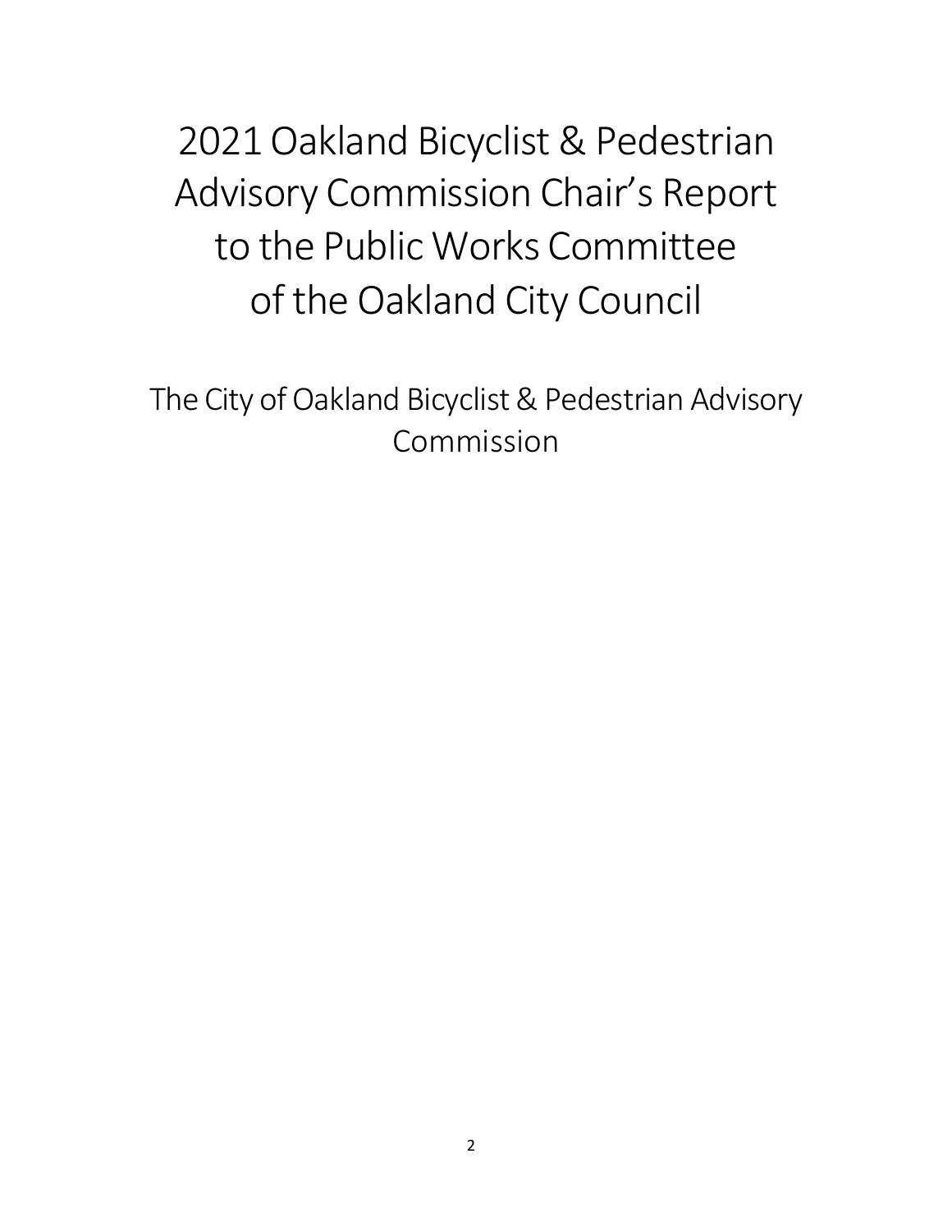# 2021 Oakland Bicyclist & Pedestrian Advisory Commission Chair's Report to the Public Works Committee of the Oakland City Council

The City of Oakland Bicyclist & Pedestrian Advisory Commission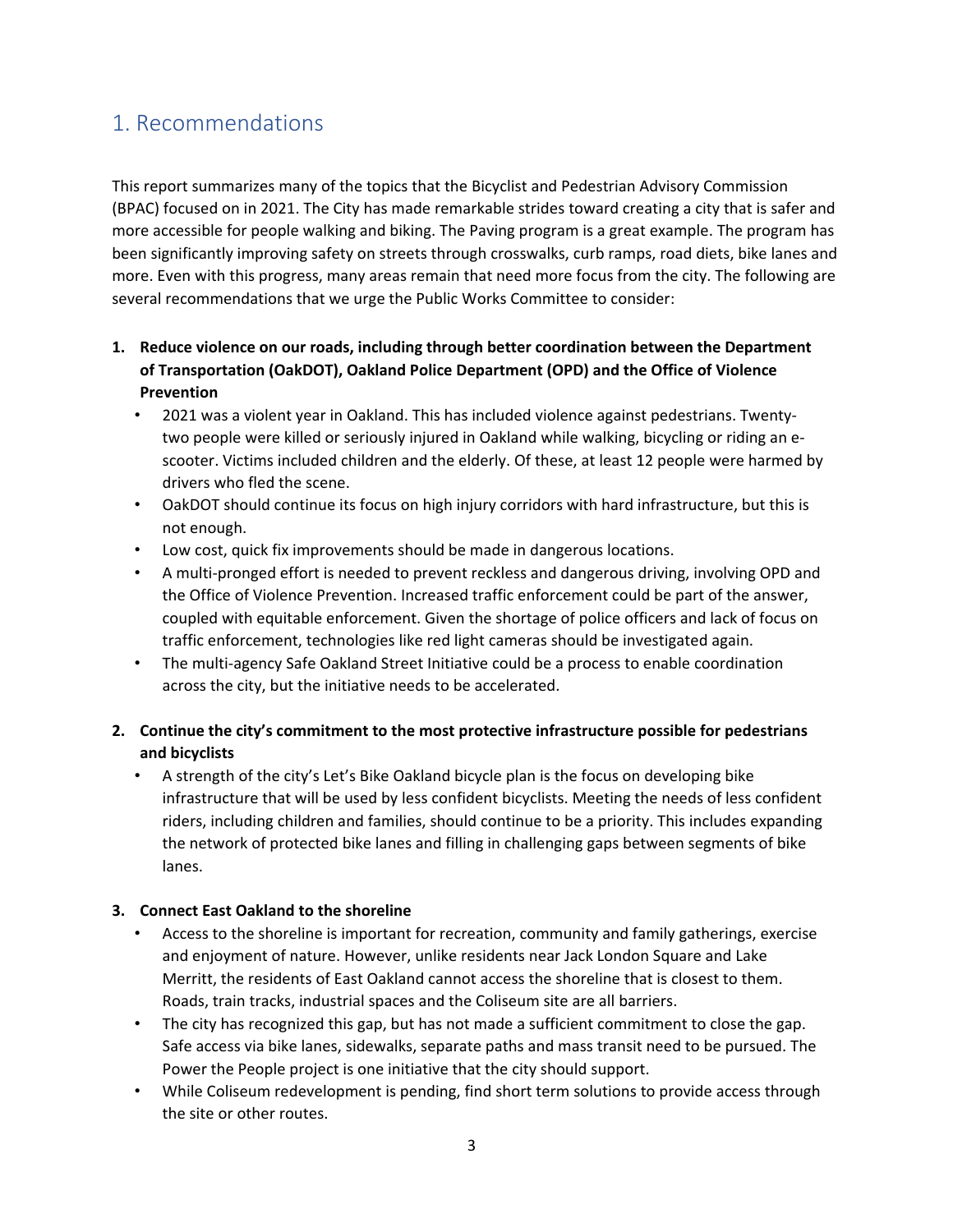## 1. Recommendations

This report summarizes many of the topics that the Bicyclist and Pedestrian Advisory Commission (BPAC) focused on in 2021. The City has made remarkable strides toward creating a city that is safer and more accessible for people walking and biking. The Paving program is a great example. The program has been significantly improving safety on streets through crosswalks, curb ramps, road diets, bike lanes and more. Even with this progress, many areas remain that need more focus from the city. The following are several recommendations that we urge the Public Works Committee to consider:

1. **Reduce violence on our roads, including through better coordination between the Department of Transportation (OakDOT), Oakland Police Department (OPD) and the Office of Violence Prevention**
   - 2021 was a violent year in Oakland. This has included violence against pedestrians. Twenty-two people were killed or seriously injured in Oakland while walking, bicycling or riding an e-scooter. Victims included children and the elderly. Of these, at least 12 people were harmed by drivers who fled the scene.
   - OakDOT should continue its focus on high injury corridors with hard infrastructure, but this is not enough.
   - Low cost, quick fix improvements should be made in dangerous locations.
   - A multi-pronged effort is needed to prevent reckless and dangerous driving, involving OPD and the Office of Violence Prevention. Increased traffic enforcement could be part of the answer, coupled with equitable enforcement. Given the shortage of police officers and lack of focus on traffic enforcement, technologies like red light cameras should be investigated again.
   - The multi-agency Safe Oakland Street Initiative could be a process to enable coordination across the city, but the initiative needs to be accelerated.

2. **Continue the city's commitment to the most protective infrastructure possible for pedestrians and bicyclists**
   - A strength of the city's Let's Bike Oakland bicycle plan is the focus on developing bike infrastructure that will be used by less confident bicyclists. Meeting the needs of less confident riders, including children and families, should continue to be a priority. This includes expanding the network of protected bike lanes and filling in challenging gaps between segments of bike lanes.

3. **Connect East Oakland to the shoreline**
   - Access to the shoreline is important for recreation, community and family gatherings, exercise and enjoyment of nature. However, unlike residents near Jack London Square and Lake Merritt, the residents of East Oakland cannot access the shoreline that is closest to them. Roads, train tracks, industrial spaces and the Coliseum site are all barriers.
   - The city has recognized this gap, but has not made a sufficient commitment to close the gap. Safe access via bike lanes, sidewalks, separate paths and mass transit need to be pursued. The Power the People project is one initiative that the city should support.
   - While Coliseum redevelopment is pending, find short term solutions to provide access through the site or other routes.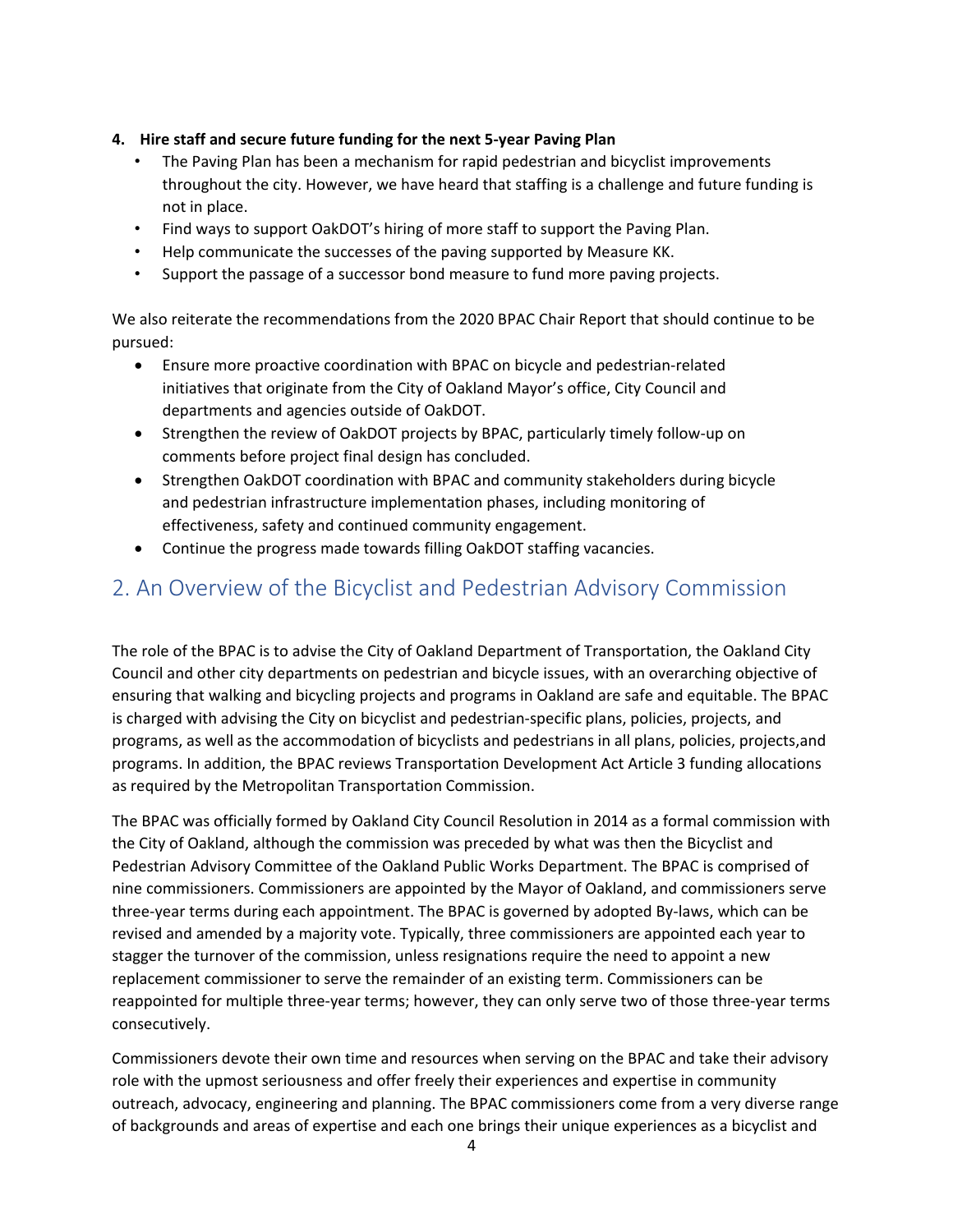**4. Hire staff and secure future funding for the next 5-year Paving Plan**

- The Paving Plan has been a mechanism for rapid pedestrian and bicyclist improvements throughout the city. However, we have heard that staffing is a challenge and future funding is not in place.
- Find ways to support OakDOT's hiring of more staff to support the Paving Plan.
- Help communicate the successes of the paving supported by Measure KK.
- Support the passage of a successor bond measure to fund more paving projects.

We also reiterate the recommendations from the 2020 BPAC Chair Report that should continue to be pursued:

- Ensure more proactive coordination with BPAC on bicycle and pedestrian-related initiatives that originate from the City of Oakland Mayor's office, City Council and departments and agencies outside of OakDOT.
- Strengthen the review of OakDOT projects by BPAC, particularly timely follow-up on comments before project final design has concluded.
- Strengthen OakDOT coordination with BPAC and community stakeholders during bicycle and pedestrian infrastructure implementation phases, including monitoring of effectiveness, safety and continued community engagement.
- Continue the progress made towards filling OakDOT staffing vacancies.

## 2. An Overview of the Bicyclist and Pedestrian Advisory Commission

The role of the BPAC is to advise the City of Oakland Department of Transportation, the Oakland City Council and other city departments on pedestrian and bicycle issues, with an overarching objective of ensuring that walking and bicycling projects and programs in Oakland are safe and equitable. The BPAC is charged with advising the City on bicyclist and pedestrian-specific plans, policies, projects, and programs, as well as the accommodation of bicyclists and pedestrians in all plans, policies, projects,and programs. In addition, the BPAC reviews Transportation Development Act Article 3 funding allocations as required by the Metropolitan Transportation Commission.

The BPAC was officially formed by Oakland City Council Resolution in 2014 as a formal commission with the City of Oakland, although the commission was preceded by what was then the Bicyclist and Pedestrian Advisory Committee of the Oakland Public Works Department. The BPAC is comprised of nine commissioners. Commissioners are appointed by the Mayor of Oakland, and commissioners serve three-year terms during each appointment. The BPAC is governed by adopted By-laws, which can be revised and amended by a majority vote. Typically, three commissioners are appointed each year to stagger the turnover of the commission, unless resignations require the need to appoint a new replacement commissioner to serve the remainder of an existing term. Commissioners can be reappointed for multiple three-year terms; however, they can only serve two of those three-year terms consecutively.

Commissioners devote their own time and resources when serving on the BPAC and take their advisory role with the upmost seriousness and offer freely their experiences and expertise in community outreach, advocacy, engineering and planning. The BPAC commissioners come from a very diverse range of backgrounds and areas of expertise and each one brings their unique experiences as a bicyclist and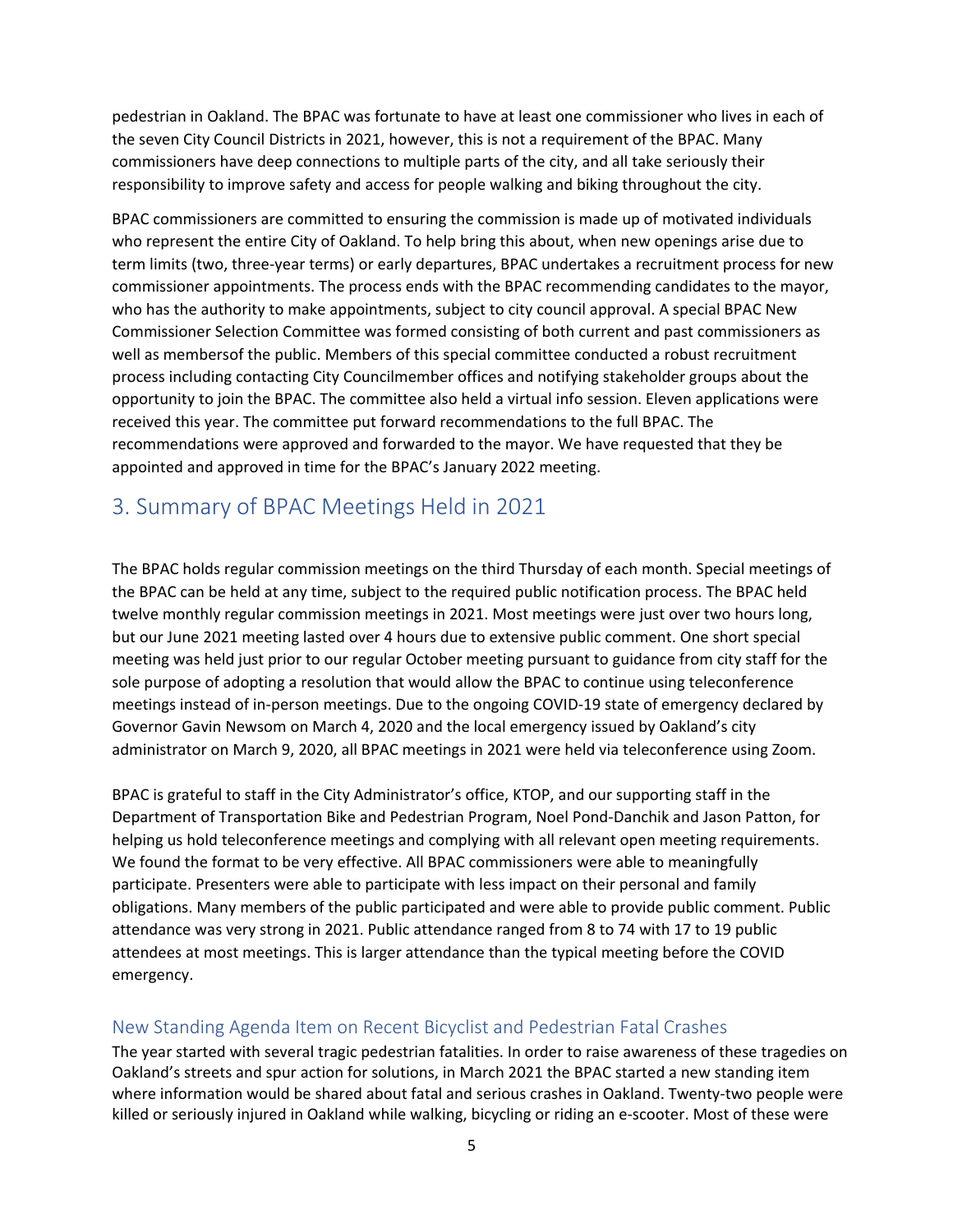pedestrian in Oakland. The BPAC was fortunate to have at least one commissioner who lives in each of the seven City Council Districts in 2021, however, this is not a requirement of the BPAC. Many commissioners have deep connections to multiple parts of the city, and all take seriously their responsibility to improve safety and access for people walking and biking throughout the city.

BPAC commissioners are committed to ensuring the commission is made up of motivated individuals who represent the entire City of Oakland. To help bring this about, when new openings arise due to term limits (two, three-year terms) or early departures, BPAC undertakes a recruitment process for new commissioner appointments. The process ends with the BPAC recommending candidates to the mayor, who has the authority to make appointments, subject to city council approval. A special BPAC New Commissioner Selection Committee was formed consisting of both current and past commissioners as well as membersof the public. Members of this special committee conducted a robust recruitment process including contacting City Councilmember offices and notifying stakeholder groups about the opportunity to join the BPAC. The committee also held a virtual info session. Eleven applications were received this year. The committee put forward recommendations to the full BPAC. The recommendations were approved and forwarded to the mayor. We have requested that they be appointed and approved in time for the BPAC's January 2022 meeting.

## 3. Summary of BPAC Meetings Held in 2021

The BPAC holds regular commission meetings on the third Thursday of each month. Special meetings of the BPAC can be held at any time, subject to the required public notification process. The BPAC held twelve monthly regular commission meetings in 2021. Most meetings were just over two hours long, but our June 2021 meeting lasted over 4 hours due to extensive public comment. One short special meeting was held just prior to our regular October meeting pursuant to guidance from city staff for the sole purpose of adopting a resolution that would allow the BPAC to continue using teleconference meetings instead of in-person meetings. Due to the ongoing COVID-19 state of emergency declared by Governor Gavin Newsom on March 4, 2020 and the local emergency issued by Oakland's city administrator on March 9, 2020, all BPAC meetings in 2021 were held via teleconference using Zoom.

BPAC is grateful to staff in the City Administrator's office, KTOP, and our supporting staff in the Department of Transportation Bike and Pedestrian Program, Noel Pond-Danchik and Jason Patton, for helping us hold teleconference meetings and complying with all relevant open meeting requirements. We found the format to be very effective. All BPAC commissioners were able to meaningfully participate. Presenters were able to participate with less impact on their personal and family obligations. Many members of the public participated and were able to provide public comment. Public attendance was very strong in 2021. Public attendance ranged from 8 to 74 with 17 to 19 public attendees at most meetings. This is larger attendance than the typical meeting before the COVID emergency.

### New Standing Agenda Item on Recent Bicyclist and Pedestrian Fatal Crashes

The year started with several tragic pedestrian fatalities. In order to raise awareness of these tragedies on Oakland's streets and spur action for solutions, in March 2021 the BPAC started a new standing item where information would be shared about fatal and serious crashes in Oakland. Twenty-two people were killed or seriously injured in Oakland while walking, bicycling or riding an e-scooter. Most of these were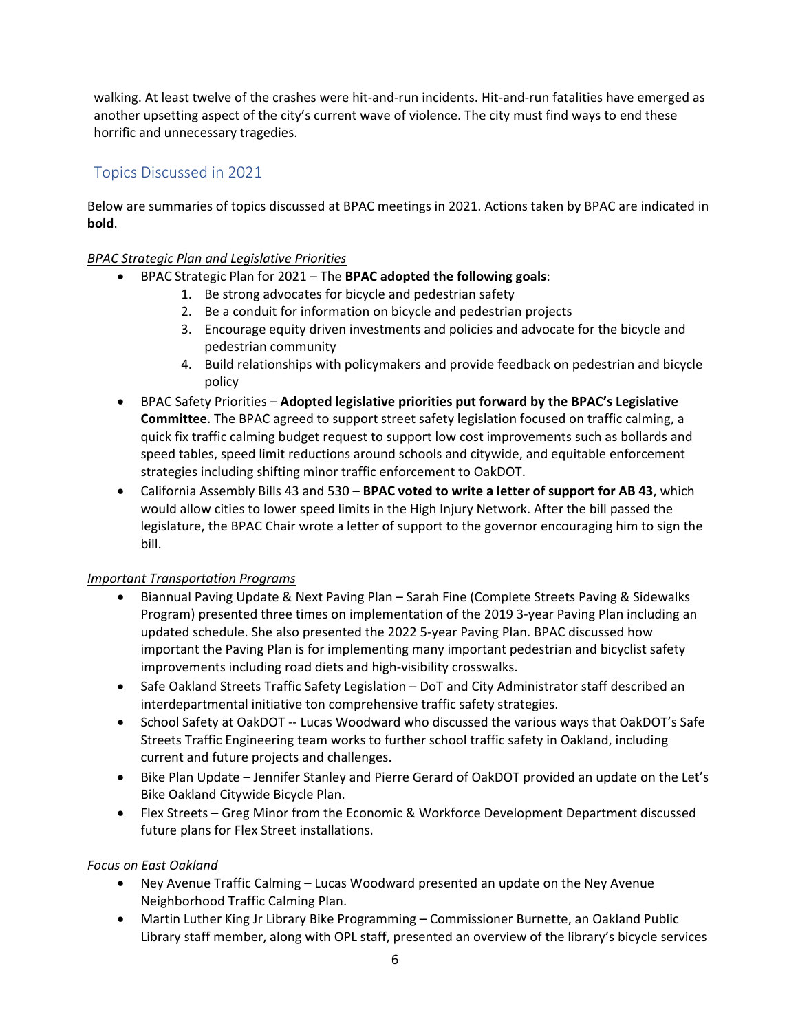walking. At least twelve of the crashes were hit-and-run incidents. Hit-and-run fatalities have emerged as another upsetting aspect of the city's current wave of violence. The city must find ways to end these horrific and unnecessary tragedies.

## Topics Discussed in 2021

Below are summaries of topics discussed at BPAC meetings in 2021. Actions taken by BPAC are indicated in **bold**.

*BPAC Strategic Plan and Legislative Priorities*

- BPAC Strategic Plan for 2021 – The **BPAC adopted the following goals**:
    1. Be strong advocates for bicycle and pedestrian safety
    2. Be a conduit for information on bicycle and pedestrian projects
    3. Encourage equity driven investments and policies and advocate for the bicycle and pedestrian community
    4. Build relationships with policymakers and provide feedback on pedestrian and bicycle policy
- BPAC Safety Priorities – **Adopted legislative priorities put forward by the BPAC's Legislative Committee**. The BPAC agreed to support street safety legislation focused on traffic calming, a quick fix traffic calming budget request to support low cost improvements such as bollards and speed tables, speed limit reductions around schools and citywide, and equitable enforcement strategies including shifting minor traffic enforcement to OakDOT.
- California Assembly Bills 43 and 530 – **BPAC voted to write a letter of support for AB 43**, which would allow cities to lower speed limits in the High Injury Network. After the bill passed the legislature, the BPAC Chair wrote a letter of support to the governor encouraging him to sign the bill.

*Important Transportation Programs*

- Biannual Paving Update & Next Paving Plan – Sarah Fine (Complete Streets Paving & Sidewalks Program) presented three times on implementation of the 2019 3-year Paving Plan including an updated schedule. She also presented the 2022 5-year Paving Plan. BPAC discussed how important the Paving Plan is for implementing many important pedestrian and bicyclist safety improvements including road diets and high-visibility crosswalks.
- Safe Oakland Streets Traffic Safety Legislation – DoT and City Administrator staff described an interdepartmental initiative ton comprehensive traffic safety strategies.
- School Safety at OakDOT -- Lucas Woodward who discussed the various ways that OakDOT's Safe Streets Traffic Engineering team works to further school traffic safety in Oakland, including current and future projects and challenges.
- Bike Plan Update – Jennifer Stanley and Pierre Gerard of OakDOT provided an update on the Let's Bike Oakland Citywide Bicycle Plan.
- Flex Streets – Greg Minor from the Economic & Workforce Development Department discussed future plans for Flex Street installations.

*Focus on East Oakland*

- Ney Avenue Traffic Calming – Lucas Woodward presented an update on the Ney Avenue Neighborhood Traffic Calming Plan.
- Martin Luther King Jr Library Bike Programming – Commissioner Burnette, an Oakland Public Library staff member, along with OPL staff, presented an overview of the library's bicycle services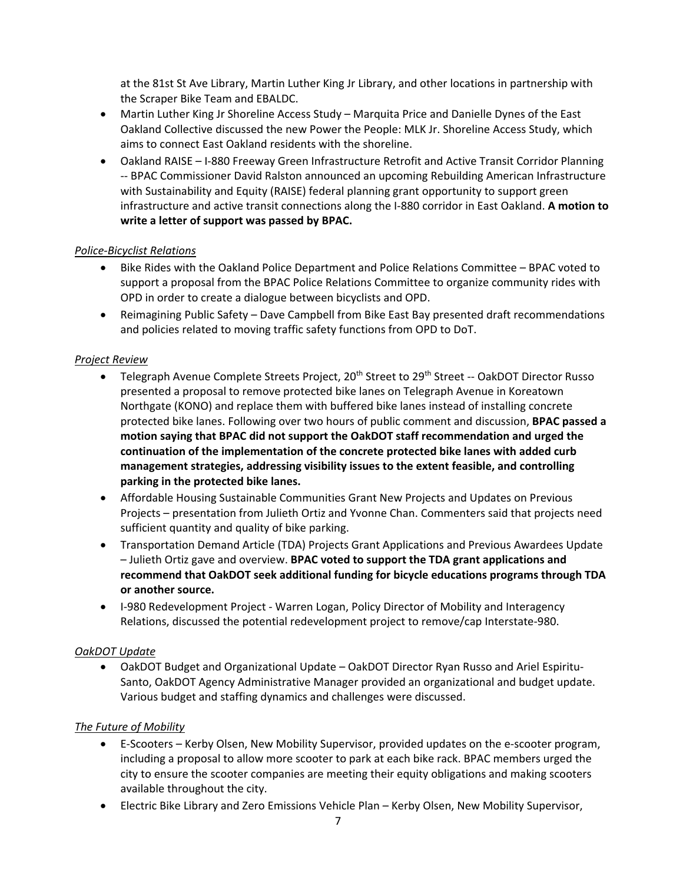at the 81st St Ave Library, Martin Luther King Jr Library, and other locations in partnership with the Scraper Bike Team and EBALDC.

- Martin Luther King Jr Shoreline Access Study – Marquita Price and Danielle Dynes of the East Oakland Collective discussed the new Power the People: MLK Jr. Shoreline Access Study, which aims to connect East Oakland residents with the shoreline.
- Oakland RAISE – I-880 Freeway Green Infrastructure Retrofit and Active Transit Corridor Planning -- BPAC Commissioner David Ralston announced an upcoming Rebuilding American Infrastructure with Sustainability and Equity (RAISE) federal planning grant opportunity to support green infrastructure and active transit connections along the I-880 corridor in East Oakland. **A motion to write a letter of support was passed by BPAC.**

*Police-Bicyclist Relations*

- Bike Rides with the Oakland Police Department and Police Relations Committee – BPAC voted to support a proposal from the BPAC Police Relations Committee to organize community rides with OPD in order to create a dialogue between bicyclists and OPD.
- Reimagining Public Safety – Dave Campbell from Bike East Bay presented draft recommendations and policies related to moving traffic safety functions from OPD to DoT.

*Project Review*

- Telegraph Avenue Complete Streets Project, 20th Street to 29th Street -- OakDOT Director Russo presented a proposal to remove protected bike lanes on Telegraph Avenue in Koreatown Northgate (KONO) and replace them with buffered bike lanes instead of installing concrete protected bike lanes. Following over two hours of public comment and discussion, **BPAC passed a motion saying that BPAC did not support the OakDOT staff recommendation and urged the continuation of the implementation of the concrete protected bike lanes with added curb management strategies, addressing visibility issues to the extent feasible, and controlling parking in the protected bike lanes.**
- Affordable Housing Sustainable Communities Grant New Projects and Updates on Previous Projects – presentation from Julieth Ortiz and Yvonne Chan. Commenters said that projects need sufficient quantity and quality of bike parking.
- Transportation Demand Article (TDA) Projects Grant Applications and Previous Awardees Update – Julieth Ortiz gave and overview. **BPAC voted to support the TDA grant applications and recommend that OakDOT seek additional funding for bicycle educations programs through TDA or another source.**
- I-980 Redevelopment Project - Warren Logan, Policy Director of Mobility and Interagency Relations, discussed the potential redevelopment project to remove/cap Interstate-980.

*OakDOT Update*

- OakDOT Budget and Organizational Update – OakDOT Director Ryan Russo and Ariel Espiritu-Santo, OakDOT Agency Administrative Manager provided an organizational and budget update. Various budget and staffing dynamics and challenges were discussed.

*The Future of Mobility*

- E-Scooters – Kerby Olsen, New Mobility Supervisor, provided updates on the e-scooter program, including a proposal to allow more scooter to park at each bike rack. BPAC members urged the city to ensure the scooter companies are meeting their equity obligations and making scooters available throughout the city.
- Electric Bike Library and Zero Emissions Vehicle Plan – Kerby Olsen, New Mobility Supervisor,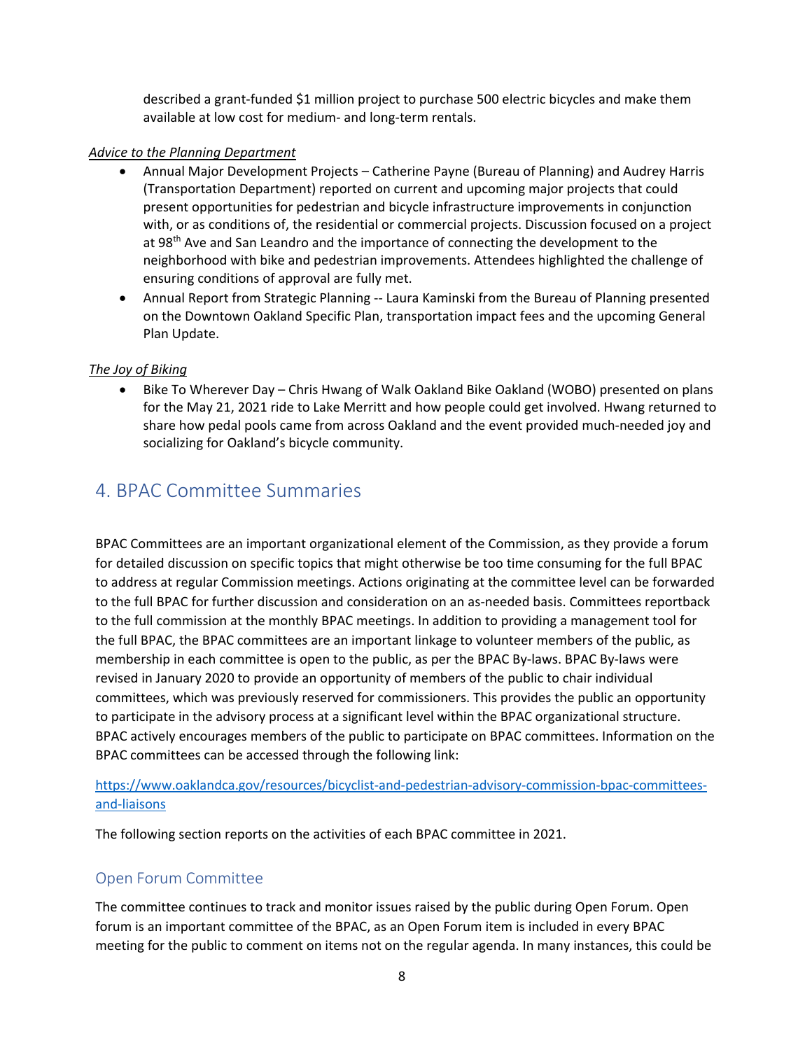described a grant-funded $1 million project to purchase 500 electric bicycles and make them available at low cost for medium- and long-term rentals.

*Advice to the Planning Department*

- Annual Major Development Projects – Catherine Payne (Bureau of Planning) and Audrey Harris (Transportation Department) reported on current and upcoming major projects that could present opportunities for pedestrian and bicycle infrastructure improvements in conjunction with, or as conditions of, the residential or commercial projects. Discussion focused on a project at 98th Ave and San Leandro and the importance of connecting the development to the neighborhood with bike and pedestrian improvements. Attendees highlighted the challenge of ensuring conditions of approval are fully met.
- Annual Report from Strategic Planning -- Laura Kaminski from the Bureau of Planning presented on the Downtown Oakland Specific Plan, transportation impact fees and the upcoming General Plan Update.

*The Joy of Biking*

- Bike To Wherever Day – Chris Hwang of Walk Oakland Bike Oakland (WOBO) presented on plans for the May 21, 2021 ride to Lake Merritt and how people could get involved. Hwang returned to share how pedal pools came from across Oakland and the event provided much-needed joy and socializing for Oakland's bicycle community.

## 4. BPAC Committee Summaries

BPAC Committees are an important organizational element of the Commission, as they provide a forum for detailed discussion on specific topics that might otherwise be too time consuming for the full BPAC to address at regular Commission meetings. Actions originating at the committee level can be forwarded to the full BPAC for further discussion and consideration on an as-needed basis. Committees reportback to the full commission at the monthly BPAC meetings. In addition to providing a management tool for the full BPAC, the BPAC committees are an important linkage to volunteer members of the public, as membership in each committee is open to the public, as per the BPAC By-laws. BPAC By-laws were revised in January 2020 to provide an opportunity of members of the public to chair individual committees, which was previously reserved for commissioners. This provides the public an opportunity to participate in the advisory process at a significant level within the BPAC organizational structure. BPAC actively encourages members of the public to participate on BPAC committees. Information on the BPAC committees can be accessed through the following link:

https://www.oaklandca.gov/resources/bicyclist-and-pedestrian-advisory-commission-bpac-committees-and-liaisons

The following section reports on the activities of each BPAC committee in 2021.

### Open Forum Committee

The committee continues to track and monitor issues raised by the public during Open Forum. Open forum is an important committee of the BPAC, as an Open Forum item is included in every BPAC meeting for the public to comment on items not on the regular agenda. In many instances, this could be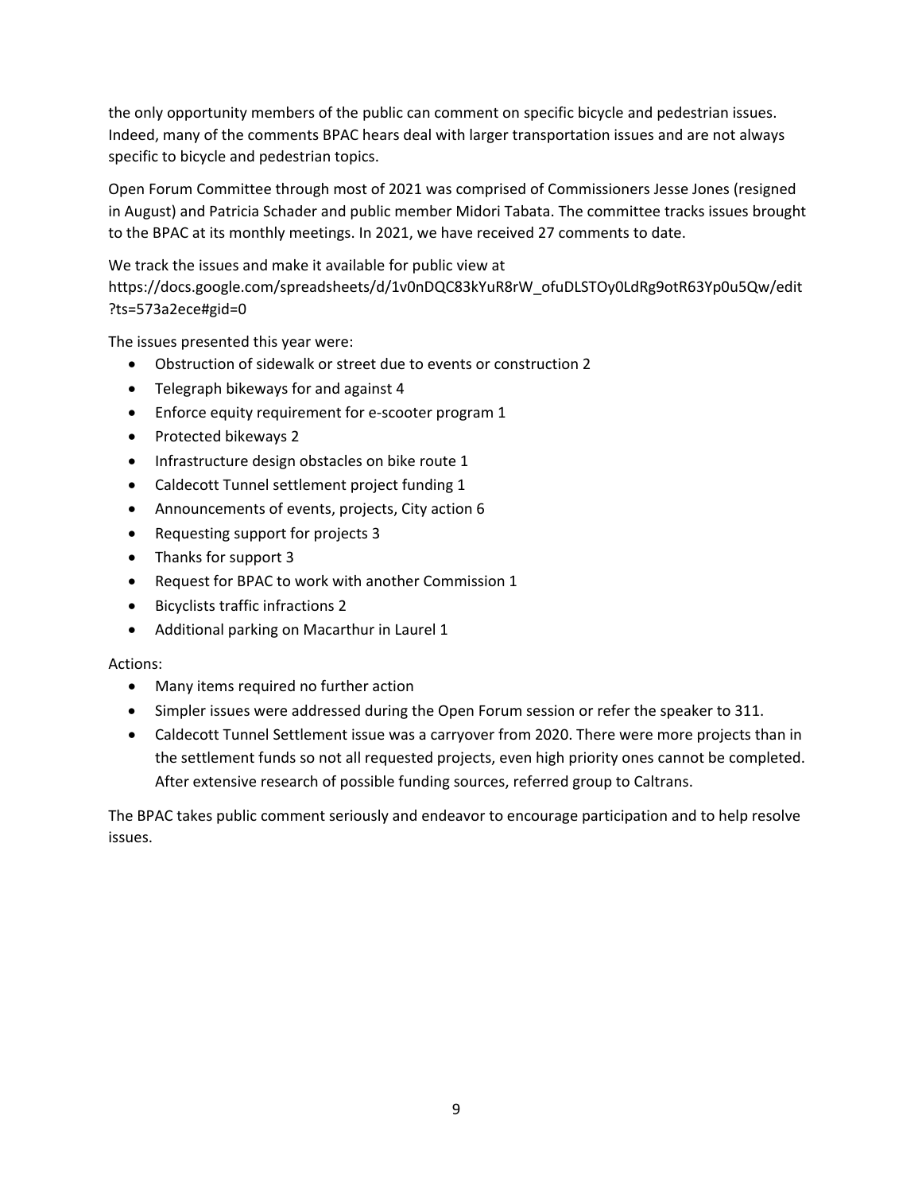the only opportunity members of the public can comment on specific bicycle and pedestrian issues. Indeed, many of the comments BPAC hears deal with larger transportation issues and are not always specific to bicycle and pedestrian topics.

Open Forum Committee through most of 2021 was comprised of Commissioners Jesse Jones (resigned in August) and Patricia Schader and public member Midori Tabata. The committee tracks issues brought to the BPAC at its monthly meetings. In 2021, we have received 27 comments to date.

We track the issues and make it available for public view at https://docs.google.com/spreadsheets/d/1v0nDQC83kYuR8rW_ofuDLSTOy0LdRg9otR63Yp0u5Qw/edit?ts=573a2ece#gid=0

The issues presented this year were:

- Obstruction of sidewalk or street due to events or construction 2
- Telegraph bikeways for and against 4
- Enforce equity requirement for e-scooter program 1
- Protected bikeways 2
- Infrastructure design obstacles on bike route 1
- Caldecott Tunnel settlement project funding 1
- Announcements of events, projects, City action 6
- Requesting support for projects 3
- Thanks for support 3
- Request for BPAC to work with another Commission 1
- Bicyclists traffic infractions 2
- Additional parking on Macarthur in Laurel 1

Actions:

- Many items required no further action
- Simpler issues were addressed during the Open Forum session or refer the speaker to 311.
- Caldecott Tunnel Settlement issue was a carryover from 2020. There were more projects than in the settlement funds so not all requested projects, even high priority ones cannot be completed. After extensive research of possible funding sources, referred group to Caltrans.

The BPAC takes public comment seriously and endeavor to encourage participation and to help resolve issues.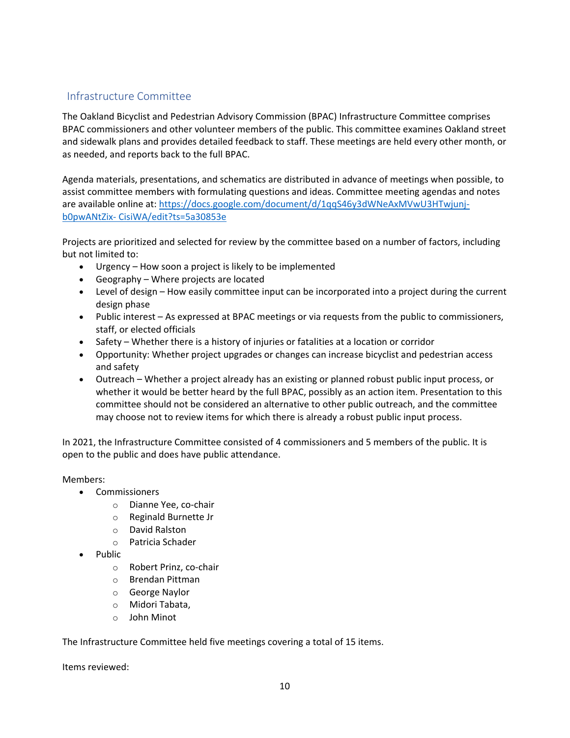## Infrastructure Committee

The Oakland Bicyclist and Pedestrian Advisory Commission (BPAC) Infrastructure Committee comprises BPAC commissioners and other volunteer members of the public. This committee examines Oakland street and sidewalk plans and provides detailed feedback to staff. These meetings are held every other month, or as needed, and reports back to the full BPAC.

Agenda materials, presentations, and schematics are distributed in advance of meetings when possible, to assist committee members with formulating questions and ideas. Committee meeting agendas and notes are available online at: [https://docs.google.com/document/d/1qqS46y3dWNeAxMVwU3HTwjunj-b0pwANtZix- CisiWA/edit?ts=5a30853e](https://docs.google.com/document/d/1qqS46y3dWNeAxMVwU3HTwjunj-b0pwANtZix-CisiWA/edit?ts=5a30853e)

Projects are prioritized and selected for review by the committee based on a number of factors, including but not limited to:

- Urgency – How soon a project is likely to be implemented
- Geography – Where projects are located
- Level of design – How easily committee input can be incorporated into a project during the current design phase
- Public interest – As expressed at BPAC meetings or via requests from the public to commissioners, staff, or elected officials
- Safety – Whether there is a history of injuries or fatalities at a location or corridor
- Opportunity: Whether project upgrades or changes can increase bicyclist and pedestrian access and safety
- Outreach – Whether a project already has an existing or planned robust public input process, or whether it would be better heard by the full BPAC, possibly as an action item. Presentation to this committee should not be considered an alternative to other public outreach, and the committee may choose not to review items for which there is already a robust public input process.

In 2021, the Infrastructure Committee consisted of 4 commissioners and 5 members of the public. It is open to the public and does have public attendance.

Members:

- Commissioners
  - Dianne Yee, co-chair
  - Reginald Burnette Jr
  - David Ralston
  - Patricia Schader
- Public
  - Robert Prinz, co-chair
  - Brendan Pittman
  - George Naylor
  - Midori Tabata,
  - John Minot

The Infrastructure Committee held five meetings covering a total of 15 items.

Items reviewed: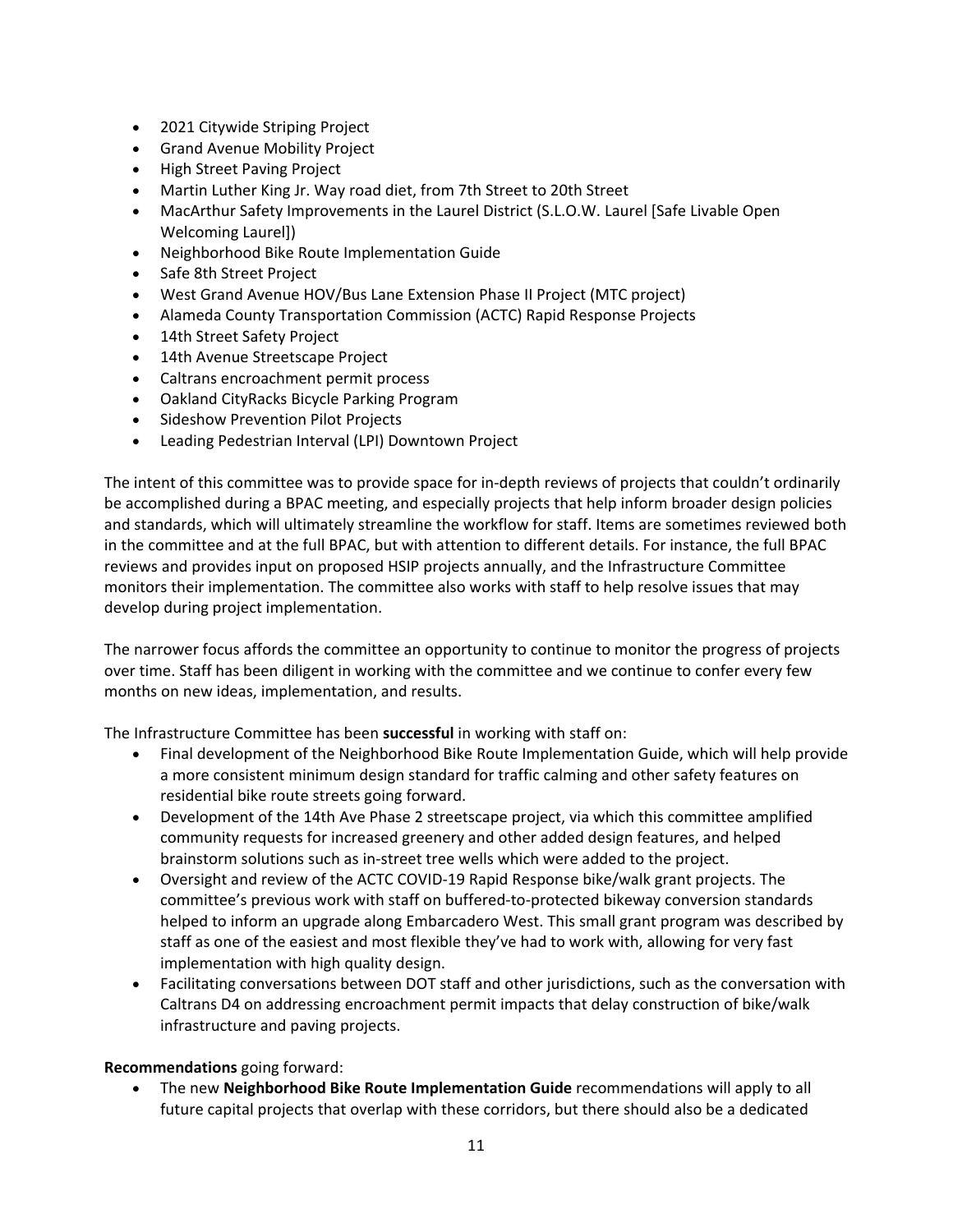- 2021 Citywide Striping Project
- Grand Avenue Mobility Project
- High Street Paving Project
- Martin Luther King Jr. Way road diet, from 7th Street to 20th Street
- MacArthur Safety Improvements in the Laurel District (S.L.O.W. Laurel [Safe Livable Open Welcoming Laurel])
- Neighborhood Bike Route Implementation Guide
- Safe 8th Street Project
- West Grand Avenue HOV/Bus Lane Extension Phase II Project (MTC project)
- Alameda County Transportation Commission (ACTC) Rapid Response Projects
- 14th Street Safety Project
- 14th Avenue Streetscape Project
- Caltrans encroachment permit process
- Oakland CityRacks Bicycle Parking Program
- Sideshow Prevention Pilot Projects
- Leading Pedestrian Interval (LPI) Downtown Project

The intent of this committee was to provide space for in-depth reviews of projects that couldn't ordinarily be accomplished during a BPAC meeting, and especially projects that help inform broader design policies and standards, which will ultimately streamline the workflow for staff. Items are sometimes reviewed both in the committee and at the full BPAC, but with attention to different details. For instance, the full BPAC reviews and provides input on proposed HSIP projects annually, and the Infrastructure Committee monitors their implementation. The committee also works with staff to help resolve issues that may develop during project implementation.

The narrower focus affords the committee an opportunity to continue to monitor the progress of projects over time. Staff has been diligent in working with the committee and we continue to confer every few months on new ideas, implementation, and results.

The Infrastructure Committee has been **successful** in working with staff on:

- Final development of the Neighborhood Bike Route Implementation Guide, which will help provide a more consistent minimum design standard for traffic calming and other safety features on residential bike route streets going forward.
- Development of the 14th Ave Phase 2 streetscape project, via which this committee amplified community requests for increased greenery and other added design features, and helped brainstorm solutions such as in-street tree wells which were added to the project.
- Oversight and review of the ACTC COVID-19 Rapid Response bike/walk grant projects. The committee's previous work with staff on buffered-to-protected bikeway conversion standards helped to inform an upgrade along Embarcadero West. This small grant program was described by staff as one of the easiest and most flexible they've had to work with, allowing for very fast implementation with high quality design.
- Facilitating conversations between DOT staff and other jurisdictions, such as the conversation with Caltrans D4 on addressing encroachment permit impacts that delay construction of bike/walk infrastructure and paving projects.

**Recommendations** going forward:

- The new **Neighborhood Bike Route Implementation Guide** recommendations will apply to all future capital projects that overlap with these corridors, but there should also be a dedicated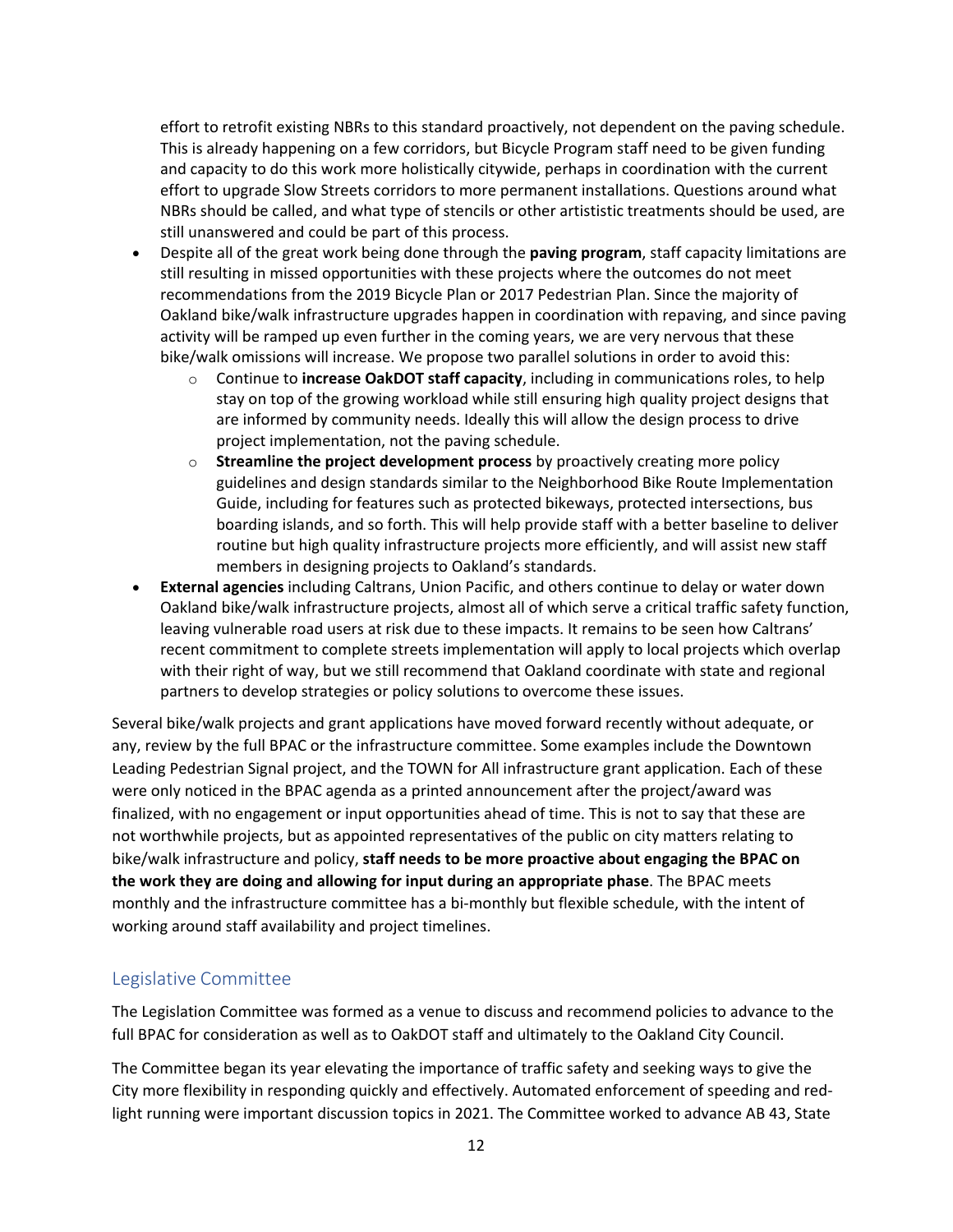effort to retrofit existing NBRs to this standard proactively, not dependent on the paving schedule. This is already happening on a few corridors, but Bicycle Program staff need to be given funding and capacity to do this work more holistically citywide, perhaps in coordination with the current effort to upgrade Slow Streets corridors to more permanent installations. Questions around what NBRs should be called, and what type of stencils or other artistic treatments should be used, are still unanswered and could be part of this process.

- Despite all of the great work being done through the **paving program**, staff capacity limitations are still resulting in missed opportunities with these projects where the outcomes do not meet recommendations from the 2019 Bicycle Plan or 2017 Pedestrian Plan. Since the majority of Oakland bike/walk infrastructure upgrades happen in coordination with repaving, and since paving activity will be ramped up even further in the coming years, we are very nervous that these bike/walk omissions will increase. We propose two parallel solutions in order to avoid this:
  - Continue to **increase OakDOT staff capacity**, including in communications roles, to help stay on top of the growing workload while still ensuring high quality project designs that are informed by community needs. Ideally this will allow the design process to drive project implementation, not the paving schedule.
  - **Streamline the project development process** by proactively creating more policy guidelines and design standards similar to the Neighborhood Bike Route Implementation Guide, including for features such as protected bikeways, protected intersections, bus boarding islands, and so forth. This will help provide staff with a better baseline to deliver routine but high quality infrastructure projects more efficiently, and will assist new staff members in designing projects to Oakland's standards.
- **External agencies** including Caltrans, Union Pacific, and others continue to delay or water down Oakland bike/walk infrastructure projects, almost all of which serve a critical traffic safety function, leaving vulnerable road users at risk due to these impacts. It remains to be seen how Caltrans' recent commitment to complete streets implementation will apply to local projects which overlap with their right of way, but we still recommend that Oakland coordinate with state and regional partners to develop strategies or policy solutions to overcome these issues.

Several bike/walk projects and grant applications have moved forward recently without adequate, or any, review by the full BPAC or the infrastructure committee. Some examples include the Downtown Leading Pedestrian Signal project, and the TOWN for All infrastructure grant application. Each of these were only noticed in the BPAC agenda as a printed announcement after the project/award was finalized, with no engagement or input opportunities ahead of time. This is not to say that these are not worthwhile projects, but as appointed representatives of the public on city matters relating to bike/walk infrastructure and policy, **staff needs to be more proactive about engaging the BPAC on the work they are doing and allowing for input during an appropriate phase**. The BPAC meets monthly and the infrastructure committee has a bi-monthly but flexible schedule, with the intent of working around staff availability and project timelines.

## Legislative Committee

The Legislation Committee was formed as a venue to discuss and recommend policies to advance to the full BPAC for consideration as well as to OakDOT staff and ultimately to the Oakland City Council.

The Committee began its year elevating the importance of traffic safety and seeking ways to give the City more flexibility in responding quickly and effectively. Automated enforcement of speeding and red-light running were important discussion topics in 2021. The Committee worked to advance AB 43, State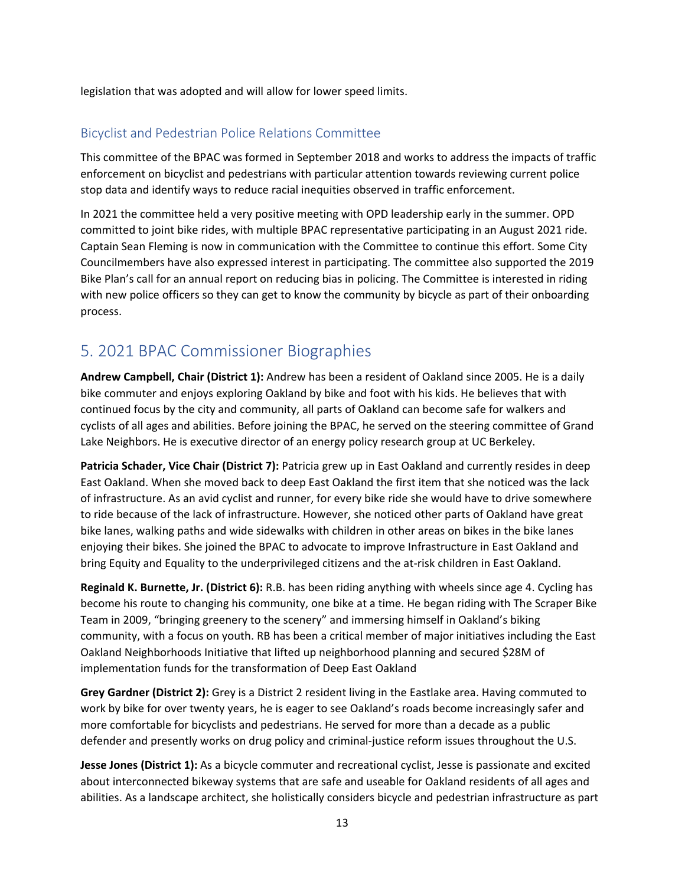legislation that was adopted and will allow for lower speed limits.

### Bicyclist and Pedestrian Police Relations Committee

This committee of the BPAC was formed in September 2018 and works to address the impacts of traffic enforcement on bicyclist and pedestrians with particular attention towards reviewing current police stop data and identify ways to reduce racial inequities observed in traffic enforcement.

In 2021 the committee held a very positive meeting with OPD leadership early in the summer. OPD committed to joint bike rides, with multiple BPAC representative participating in an August 2021 ride. Captain Sean Fleming is now in communication with the Committee to continue this effort. Some City Councilmembers have also expressed interest in participating. The committee also supported the 2019 Bike Plan's call for an annual report on reducing bias in policing. The Committee is interested in riding with new police officers so they can get to know the community by bicycle as part of their onboarding process.

## 5. 2021 BPAC Commissioner Biographies

**Andrew Campbell, Chair (District 1):** Andrew has been a resident of Oakland since 2005. He is a daily bike commuter and enjoys exploring Oakland by bike and foot with his kids. He believes that with continued focus by the city and community, all parts of Oakland can become safe for walkers and cyclists of all ages and abilities. Before joining the BPAC, he served on the steering committee of Grand Lake Neighbors. He is executive director of an energy policy research group at UC Berkeley.

**Patricia Schader, Vice Chair (District 7):** Patricia grew up in East Oakland and currently resides in deep East Oakland. When she moved back to deep East Oakland the first item that she noticed was the lack of infrastructure. As an avid cyclist and runner, for every bike ride she would have to drive somewhere to ride because of the lack of infrastructure. However, she noticed other parts of Oakland have great bike lanes, walking paths and wide sidewalks with children in other areas on bikes in the bike lanes enjoying their bikes. She joined the BPAC to advocate to improve Infrastructure in East Oakland and bring Equity and Equality to the underprivileged citizens and the at-risk children in East Oakland.

**Reginald K. Burnette, Jr. (District 6):** R.B. has been riding anything with wheels since age 4. Cycling has become his route to changing his community, one bike at a time. He began riding with The Scraper Bike Team in 2009, "bringing greenery to the scenery" and immersing himself in Oakland's biking community, with a focus on youth. RB has been a critical member of major initiatives including the East Oakland Neighborhoods Initiative that lifted up neighborhood planning and secured $28M of implementation funds for the transformation of Deep East Oakland

**Grey Gardner (District 2):** Grey is a District 2 resident living in the Eastlake area. Having commuted to work by bike for over twenty years, he is eager to see Oakland's roads become increasingly safer and more comfortable for bicyclists and pedestrians. He served for more than a decade as a public defender and presently works on drug policy and criminal-justice reform issues throughout the U.S.

**Jesse Jones (District 1):** As a bicycle commuter and recreational cyclist, Jesse is passionate and excited about interconnected bikeway systems that are safe and useable for Oakland residents of all ages and abilities. As a landscape architect, she holistically considers bicycle and pedestrian infrastructure as part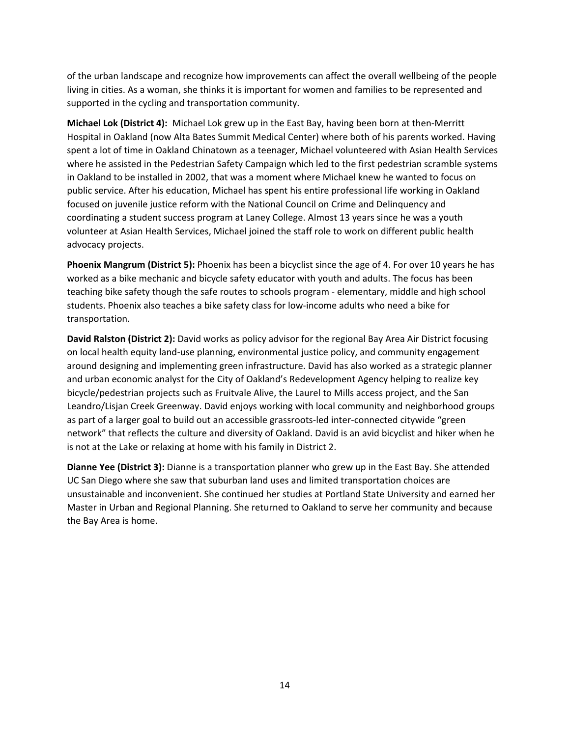of the urban landscape and recognize how improvements can affect the overall wellbeing of the people living in cities. As a woman, she thinks it is important for women and families to be represented and supported in the cycling and transportation community.

**Michael Lok (District 4):** Michael Lok grew up in the East Bay, having been born at then-Merritt Hospital in Oakland (now Alta Bates Summit Medical Center) where both of his parents worked. Having spent a lot of time in Oakland Chinatown as a teenager, Michael volunteered with Asian Health Services where he assisted in the Pedestrian Safety Campaign which led to the first pedestrian scramble systems in Oakland to be installed in 2002, that was a moment where Michael knew he wanted to focus on public service. After his education, Michael has spent his entire professional life working in Oakland focused on juvenile justice reform with the National Council on Crime and Delinquency and coordinating a student success program at Laney College. Almost 13 years since he was a youth volunteer at Asian Health Services, Michael joined the staff role to work on different public health advocacy projects.

**Phoenix Mangrum (District 5):** Phoenix has been a bicyclist since the age of 4. For over 10 years he has worked as a bike mechanic and bicycle safety educator with youth and adults. The focus has been teaching bike safety though the safe routes to schools program - elementary, middle and high school students. Phoenix also teaches a bike safety class for low-income adults who need a bike for transportation.

**David Ralston (District 2):** David works as policy advisor for the regional Bay Area Air District focusing on local health equity land-use planning, environmental justice policy, and community engagement around designing and implementing green infrastructure. David has also worked as a strategic planner and urban economic analyst for the City of Oakland's Redevelopment Agency helping to realize key bicycle/pedestrian projects such as Fruitvale Alive, the Laurel to Mills access project, and the San Leandro/Lisjan Creek Greenway. David enjoys working with local community and neighborhood groups as part of a larger goal to build out an accessible grassroots-led inter-connected citywide "green network" that reflects the culture and diversity of Oakland. David is an avid bicyclist and hiker when he is not at the Lake or relaxing at home with his family in District 2.

**Dianne Yee (District 3):** Dianne is a transportation planner who grew up in the East Bay. She attended UC San Diego where she saw that suburban land uses and limited transportation choices are unsustainable and inconvenient. She continued her studies at Portland State University and earned her Master in Urban and Regional Planning. She returned to Oakland to serve her community and because the Bay Area is home.